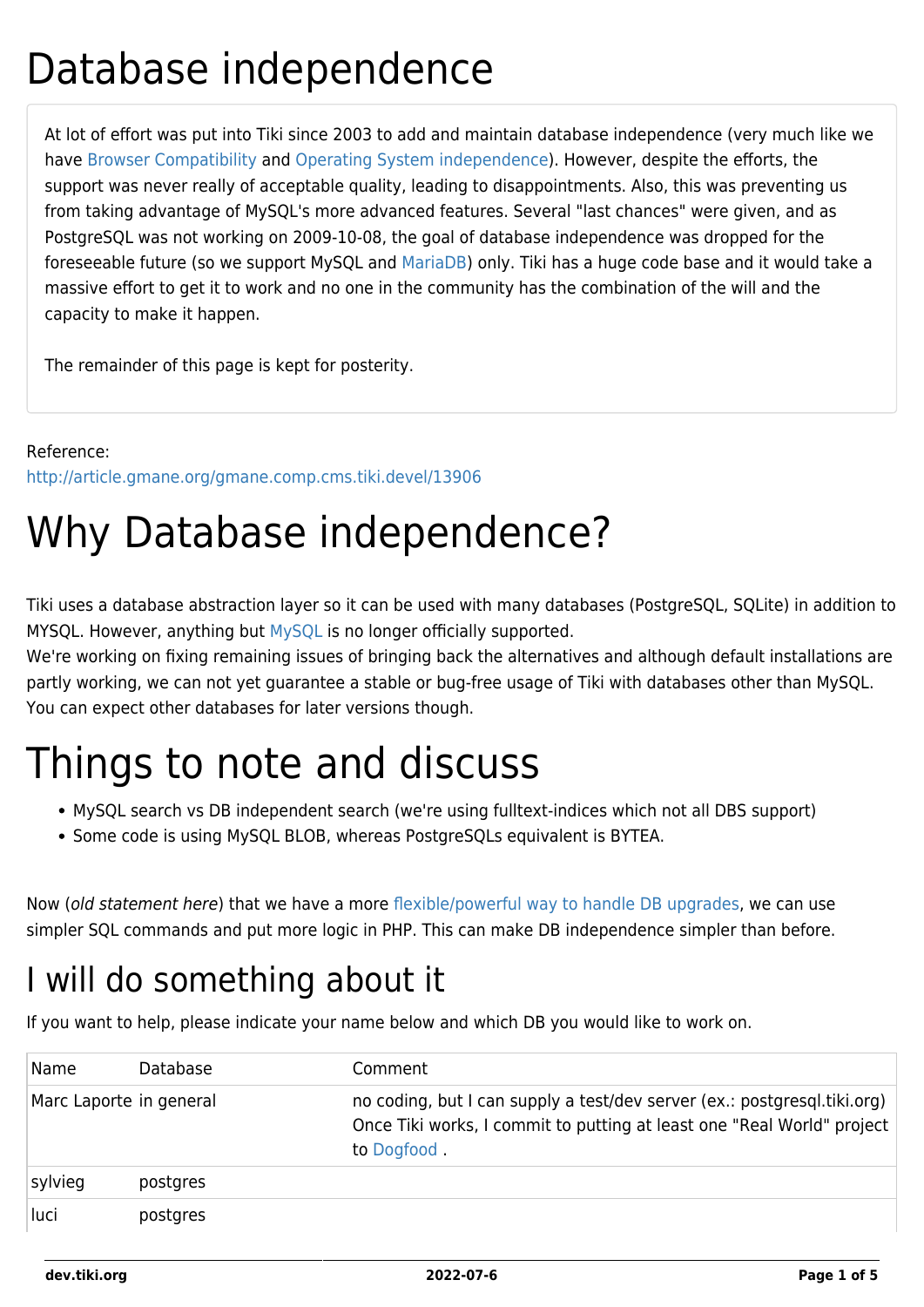# Database independence

At lot of effort was put into Tiki since 2003 to add and maintain database independence (very much like we have Browser Compatibility and Operating System independence). However, despite the efforts, the support was never really of acceptable quality, leading to disappointments. Also, this was preventing us from taking advantage of MySQL's more advanced features. Several "last chances" were given, and as PostgreSQL was not working on 2009-10-08, the goal of database independence was dropped for the foreseeable future (so we support MySQL and MariaDB) only. Tiki has a huge code base and it would take a massive effort to get it to work and no one in the community has the combination of the will and the capacity to make it happen.

The remainder of this page is kept for posterity.

Reference:
http://article.gmane.org/gmane.comp.cms.tiki.devel/13906

# Why Database independence?

Tiki uses a database abstraction layer so it can be used with many databases (PostgreSQL, SQLite) in addition to MYSQL. However, anything but MySQL is no longer officially supported.
We're working on fixing remaining issues of bringing back the alternatives and although default installations are partly working, we can not yet guarantee a stable or bug-free usage of Tiki with databases other than MySQL. You can expect other databases for later versions though.

# Things to note and discuss

- MySQL search vs DB independent search (we're using fulltext-indices which not all DBS support)
- Some code is using MySQL BLOB, whereas PostgreSQLs equivalent is BYTEA.

Now (*old statement here*) that we have a more flexible/powerful way to handle DB upgrades, we can use simpler SQL commands and put more logic in PHP. This can make DB independence simpler than before.

## I will do something about it

If you want to help, please indicate your name below and which DB you would like to work on.

| Name | Database | Comment |
|---|---|---|
| Marc Laporte | in general | no coding, but I can supply a test/dev server (ex.: postgresql.tiki.org) Once Tiki works, I commit to putting at least one "Real World" project to Dogfood . |
| sylvieg | postgres | |
| luci | postgres | |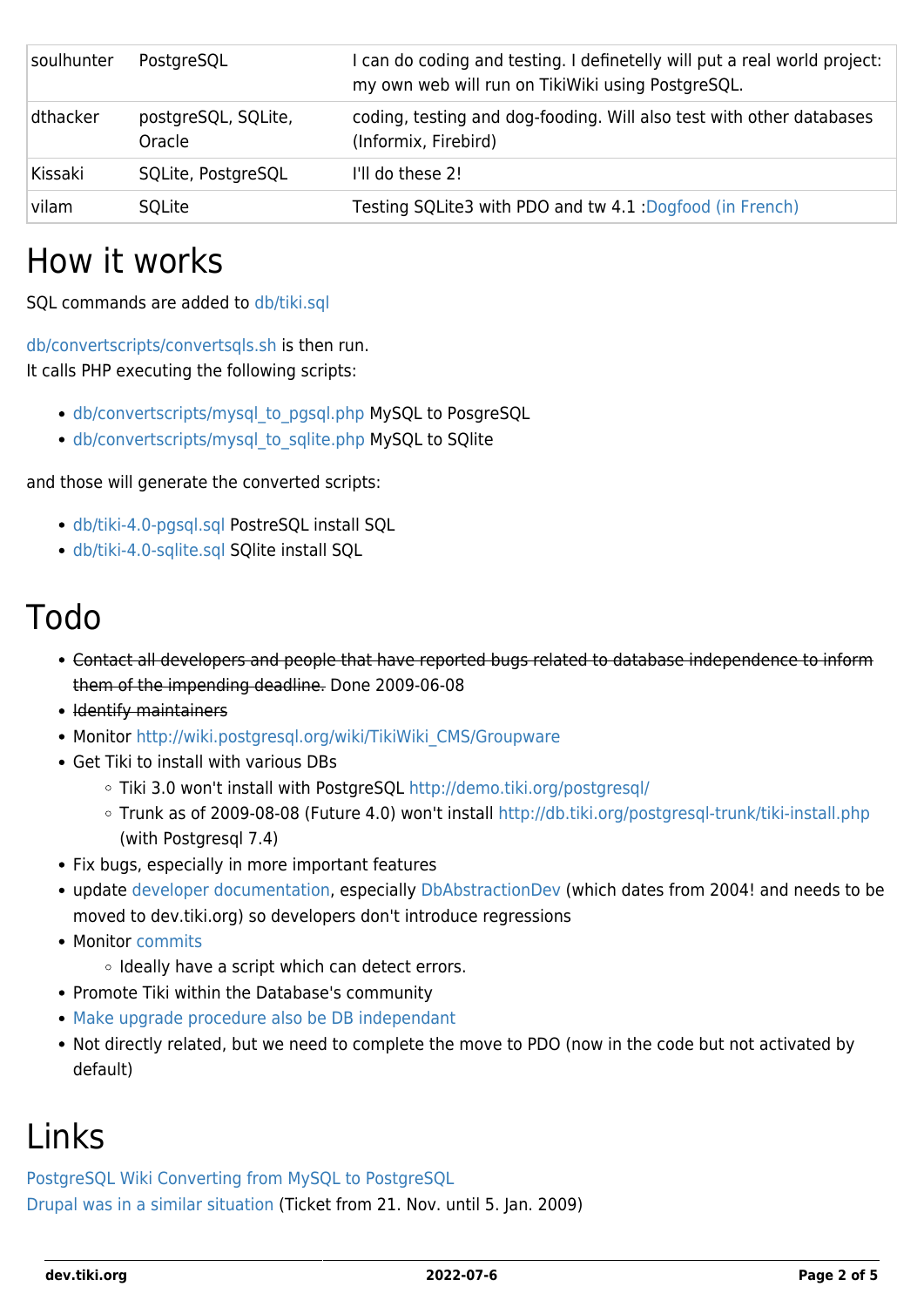| soulhunter | PostgreSQL | I can do coding and testing. I definetelly will put a real world project: my own web will run on TikiWiki using PostgreSQL. |
|---|---|---|
| dthacker | postgreSQL, SQLite, Oracle | coding, testing and dog-fooding. Will also test with other databases (Informix, Firebird) |
| Kissaki | SQLite, PostgreSQL | I'll do these 2! |
| vilam | SQLite | Testing SQLite3 with PDO and tw 4.1 :Dogfood (in French) |

# How it works

SQL commands are added to db/tiki.sql

db/convertscripts/convertsqls.sh is then run.
It calls PHP executing the following scripts:

- db/convertscripts/mysql_to_pgsql.php MySQL to PosgreSQL
- db/convertscripts/mysql_to_sqlite.php MySQL to SQlite

and those will generate the converted scripts:

- db/tiki-4.0-pgsql.sql PostreSQL install SQL
- db/tiki-4.0-sqlite.sql SQlite install SQL

# Todo

- ~~Contact all developers and people that have reported bugs related to database independence to inform them of the impending deadline.~~ Done 2009-06-08
- ~~Identify maintainers~~
- Monitor http://wiki.postgresql.org/wiki/TikiWiki_CMS/Groupware
- Get Tiki to install with various DBs
  - Tiki 3.0 won't install with PostgreSQL http://demo.tiki.org/postgresql/
  - Trunk as of 2009-08-08 (Future 4.0) won't install http://db.tiki.org/postgresql-trunk/tiki-install.php (with Postgresql 7.4)
- Fix bugs, especially in more important features
- update developer documentation, especially DbAbstractionDev (which dates from 2004! and needs to be moved to dev.tiki.org) so developers don't introduce regressions
- Monitor commits
  - Ideally have a script which can detect errors.
- Promote Tiki within the Database's community
- Make upgrade procedure also be DB independant
- Not directly related, but we need to complete the move to PDO (now in the code but not activated by default)

# Links

PostgreSQL Wiki Converting from MySQL to PostgreSQL
Drupal was in a similar situation (Ticket from 21. Nov. until 5. Jan. 2009)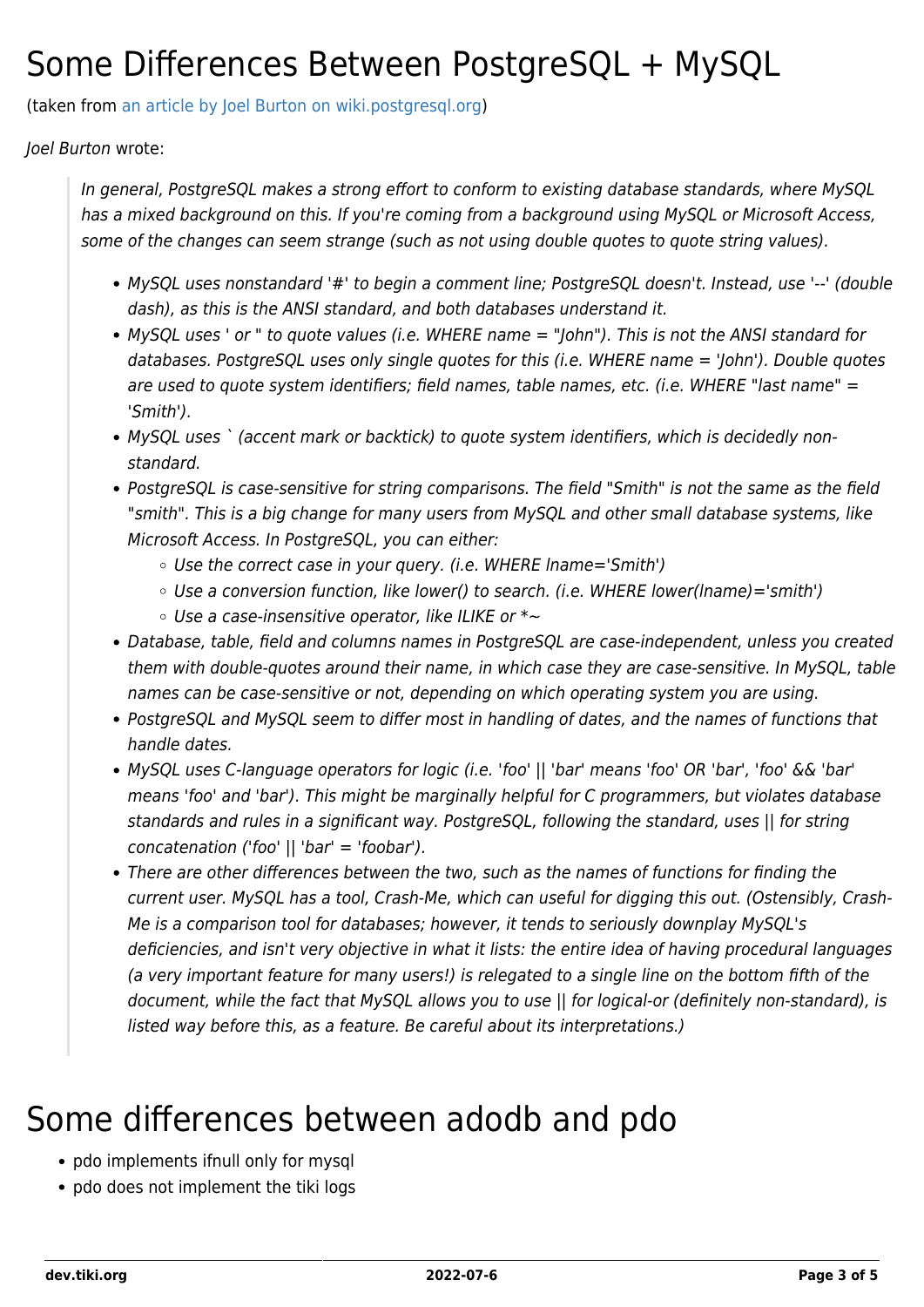# Some Differences Between PostgreSQL + MySQL

(taken from [an article by Joel Burton on wiki.postgresql.org](#))

*Joel Burton* wrote:

> *In general, PostgreSQL makes a strong effort to conform to existing database standards, where MySQL has a mixed background on this. If you're coming from a background using MySQL or Microsoft Access, some of the changes can seem strange (such as not using double quotes to quote string values).*
>
> - *MySQL uses nonstandard '#' to begin a comment line; PostgreSQL doesn't. Instead, use '--' (double dash), as this is the ANSI standard, and both databases understand it.*
> - *MySQL uses ' or " to quote values (i.e. WHERE name = "John"). This is not the ANSI standard for databases. PostgreSQL uses only single quotes for this (i.e. WHERE name = 'John'). Double quotes are used to quote system identifiers; field names, table names, etc. (i.e. WHERE "last name" = 'Smith').*
> - *MySQL uses ` (accent mark or backtick) to quote system identifiers, which is decidedly non-standard.*
> - *PostgreSQL is case-sensitive for string comparisons. The field "Smith" is not the same as the field "smith". This is a big change for many users from MySQL and other small database systems, like Microsoft Access. In PostgreSQL, you can either:*
>   - *Use the correct case in your query. (i.e. WHERE lname='Smith')*
>   - *Use a conversion function, like lower() to search. (i.e. WHERE lower(lname)='smith')*
>   - *Use a case-insensitive operator, like ILIKE or *~*
> - *Database, table, field and columns names in PostgreSQL are case-independent, unless you created them with double-quotes around their name, in which case they are case-sensitive. In MySQL, table names can be case-sensitive or not, depending on which operating system you are using.*
> - *PostgreSQL and MySQL seem to differ most in handling of dates, and the names of functions that handle dates.*
> - *MySQL uses C-language operators for logic (i.e. 'foo' || 'bar' means 'foo' OR 'bar', 'foo' && 'bar' means 'foo' and 'bar'). This might be marginally helpful for C programmers, but violates database standards and rules in a significant way. PostgreSQL, following the standard, uses || for string concatenation ('foo' || 'bar' = 'foobar').*
> - *There are other differences between the two, such as the names of functions for finding the current user. MySQL has a tool, Crash-Me, which can useful for digging this out. (Ostensibly, Crash-Me is a comparison tool for databases; however, it tends to seriously downplay MySQL's deficiencies, and isn't very objective in what it lists: the entire idea of having procedural languages (a very important feature for many users!) is relegated to a single line on the bottom fifth of the document, while the fact that MySQL allows you to use || for logical-or (definitely non-standard), is listed way before this, as a feature. Be careful about its interpretations.)*

# Some differences between adodb and pdo

- pdo implements ifnull only for mysql
- pdo does not implement the tiki logs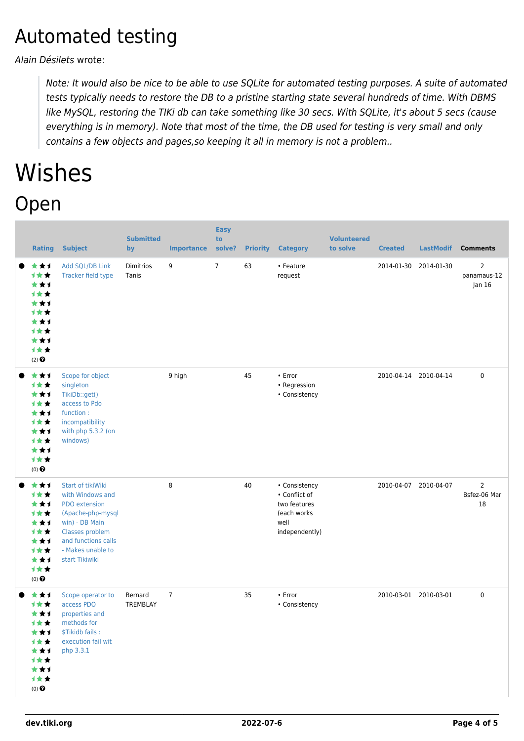# Automated testing

*Alain Désilets* wrote:

> *Note: It would also be nice to be able to use SQLite for automated testing purposes. A suite of automated tests typically needs to restore the DB to a pristine starting state several hundreds of time. With DBMS like MySQL, restoring the TIKi db can take something like 30 secs. With SQLite, it's about 5 secs (cause everything is in memory). Note that most of the time, the DB used for testing is very small and only contains a few objects and pages,so keeping it all in memory is not a problem..*

# Wishes

## Open

| Rating | Subject | Submitted by | Importance | Easy to solve? | Priority | Category | Volunteered to solve | Created | LastModif | Comments |
|---|---|---|---|---|---|---|---|---|---|---|
| (2) | Add SQL/DB Link Tracker field type | Dimitrios Tanis | 9 | 7 | 63 | • Feature request | | 2014-01-30 | 2014-01-30 | 2 panamaus-12 Jan 16 |
| (0) | Scope for object singleton TikiDb::get() access to Pdo function : incompatibility with php 5.3.2 (on windows) | | 9 high | | 45 | • Error • Regression • Consistency | | 2010-04-14 | 2010-04-14 | 0 |
| (0) | Start of tikiWiki with Windows and PDO extension (Apache-php-mysql win) - DB Main Classes problem and functions calls - Makes unable to start Tikiwiki | | 8 | | 40 | • Consistency • Conflict of two features (each works well independently) | | 2010-04-07 | 2010-04-07 | 2 Bsfez-06 Mar 18 |
| (0) | Scope operator to access PDO properties and methods for $Tikidb fails : execution fail wit php 3.3.1 | Bernard TREMBLAY | 7 | | 35 | • Error • Consistency | | 2010-03-01 | 2010-03-01 | 0 |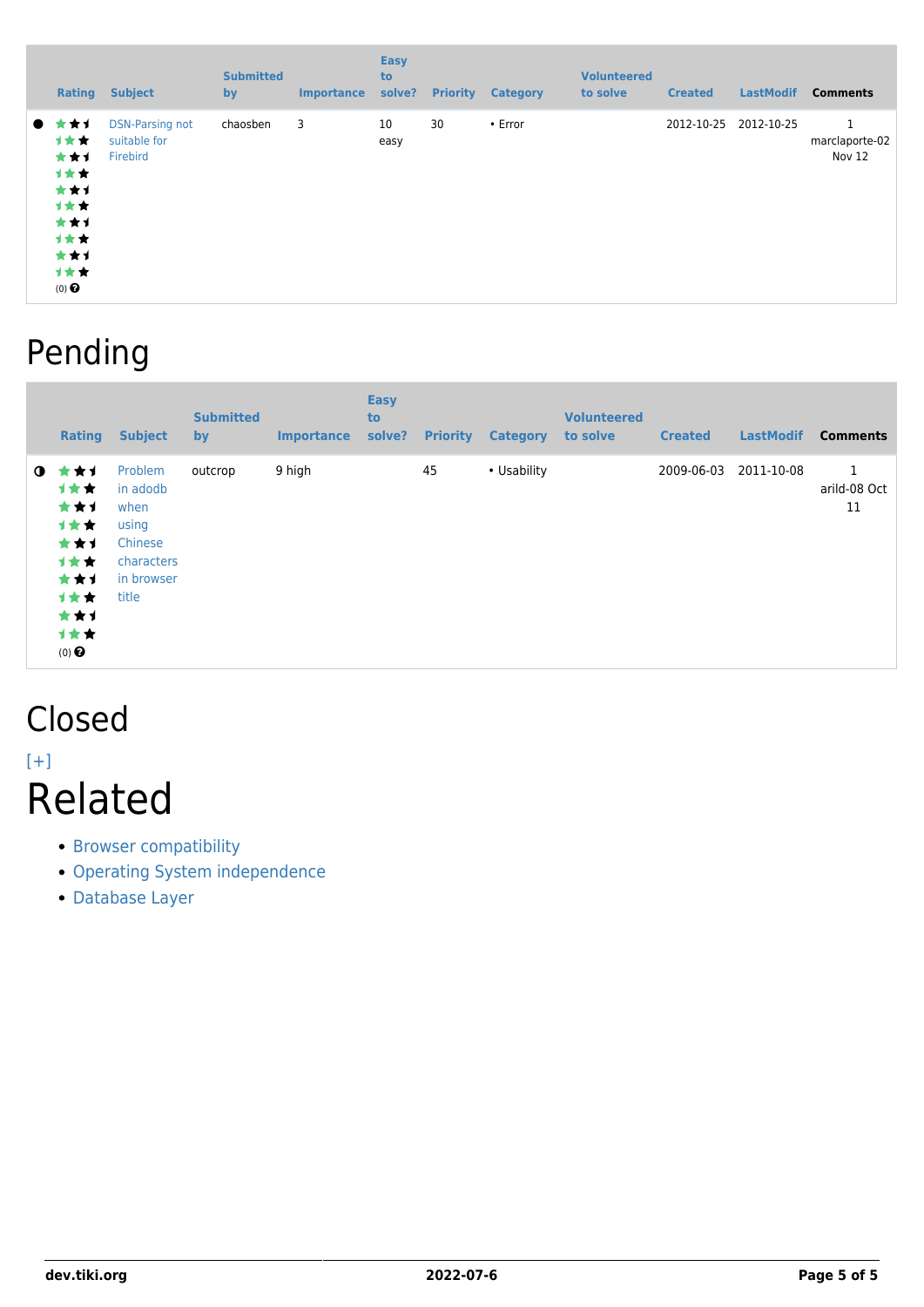| | Rating | Subject | Submitted by | Importance | Easy to solve? | Priority | Category | Volunteered to solve | Created | LastModif | Comments |
|---|---|---|---|---|---|---|---|---|---|---|---|
| ● | (0) | DSN-Parsing not suitable for Firebird | chaosben | 3 | 10 easy | 30 | • Error | | 2012-10-25 | 2012-10-25 | 1 marclaporte-02 Nov 12 |

# Pending

| | Rating | Subject | Submitted by | Importance | Easy to solve? | Priority | Category | Volunteered to solve | Created | LastModif | Comments |
|---|---|---|---|---|---|---|---|---|---|---|---|
| ◑ | (0) | Problem in adodb when using Chinese characters in browser title | outcrop | 9 high | | 45 | • Usability | | 2009-06-03 | 2011-10-08 | 1 arild-08 Oct 11 |

# Closed

[+]

# Related

- Browser compatibility
- Operating System independence
- Database Layer